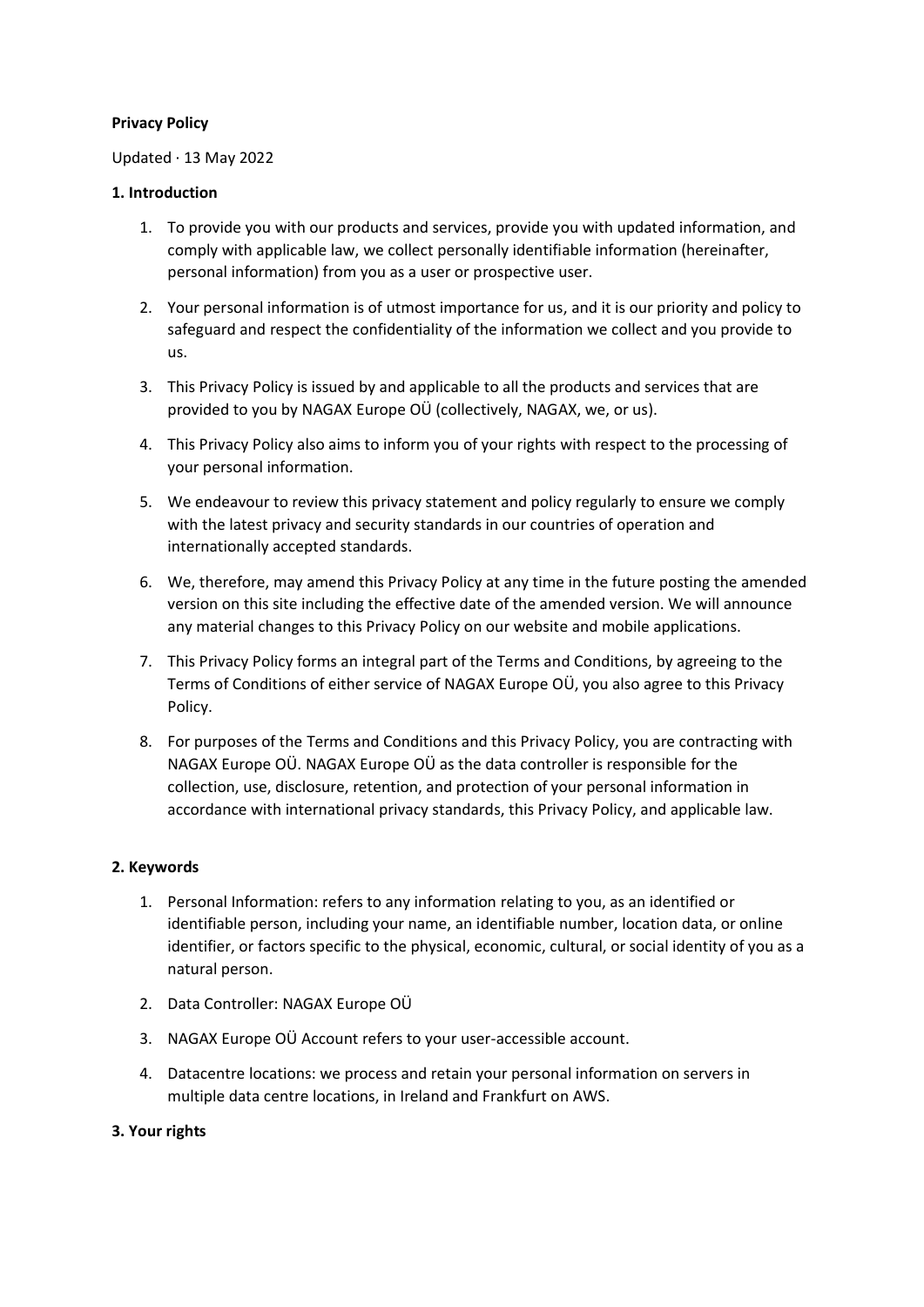**Privacy Policy**

Updated · 13 May 2022

**1. Introduction**

1. To provide you with our products and services, provide you with updated information, and comply with applicable law, we collect personally identifiable information (hereinafter, personal information) from you as a user or prospective user.

2. Your personal information is of utmost importance for us, and it is our priority and policy to safeguard and respect the confidentiality of the information we collect and you provide to us.

3. This Privacy Policy is issued by and applicable to all the products and services that are provided to you by NAGAX Europe OÜ (collectively, NAGAX, we, or us).

4. This Privacy Policy also aims to inform you of your rights with respect to the processing of your personal information.

5. We endeavour to review this privacy statement and policy regularly to ensure we comply with the latest privacy and security standards in our countries of operation and internationally accepted standards.

6. We, therefore, may amend this Privacy Policy at any time in the future posting the amended version on this site including the effective date of the amended version. We will announce any material changes to this Privacy Policy on our website and mobile applications.

7. This Privacy Policy forms an integral part of the Terms and Conditions, by agreeing to the Terms of Conditions of either service of NAGAX Europe OÜ, you also agree to this Privacy Policy.

8. For purposes of the Terms and Conditions and this Privacy Policy, you are contracting with NAGAX Europe OÜ. NAGAX Europe OÜ as the data controller is responsible for the collection, use, disclosure, retention, and protection of your personal information in accordance with international privacy standards, this Privacy Policy, and applicable law.

**2. Keywords**

1. Personal Information: refers to any information relating to you, as an identified or identifiable person, including your name, an identifiable number, location data, or online identifier, or factors specific to the physical, economic, cultural, or social identity of you as a natural person.

2. Data Controller: NAGAX Europe OÜ

3. NAGAX Europe OÜ Account refers to your user-accessible account.

4. Datacentre locations: we process and retain your personal information on servers in multiple data centre locations, in Ireland and Frankfurt on AWS.

**3. Your rights**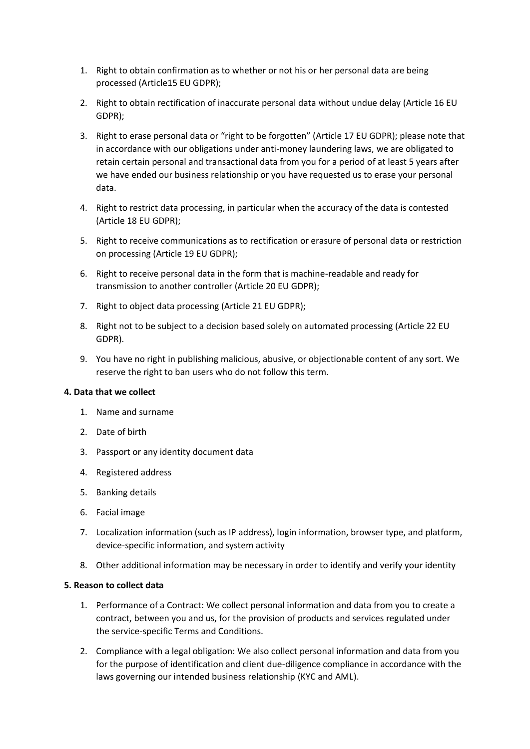1. Right to obtain confirmation as to whether or not his or her personal data are being processed (Article15 EU GDPR);

2. Right to obtain rectification of inaccurate personal data without undue delay (Article 16 EU GDPR);

3. Right to erase personal data or "right to be forgotten" (Article 17 EU GDPR); please note that in accordance with our obligations under anti-money laundering laws, we are obligated to retain certain personal and transactional data from you for a period of at least 5 years after we have ended our business relationship or you have requested us to erase your personal data.

4. Right to restrict data processing, in particular when the accuracy of the data is contested (Article 18 EU GDPR);

5. Right to receive communications as to rectification or erasure of personal data or restriction on processing (Article 19 EU GDPR);

6. Right to receive personal data in the form that is machine-readable and ready for transmission to another controller (Article 20 EU GDPR);

7. Right to object data processing (Article 21 EU GDPR);

8. Right not to be subject to a decision based solely on automated processing (Article 22 EU GDPR).

9. You have no right in publishing malicious, abusive, or objectionable content of any sort. We reserve the right to ban users who do not follow this term.

**4. Data that we collect**

1. Name and surname

2. Date of birth

3. Passport or any identity document data

4. Registered address

5. Banking details

6. Facial image

7. Localization information (such as IP address), login information, browser type, and platform, device-specific information, and system activity

8. Other additional information may be necessary in order to identify and verify your identity

**5. Reason to collect data**

1. Performance of a Contract: We collect personal information and data from you to create a contract, between you and us, for the provision of products and services regulated under the service-specific Terms and Conditions.

2. Compliance with a legal obligation: We also collect personal information and data from you for the purpose of identification and client due-diligence compliance in accordance with the laws governing our intended business relationship (KYC and AML).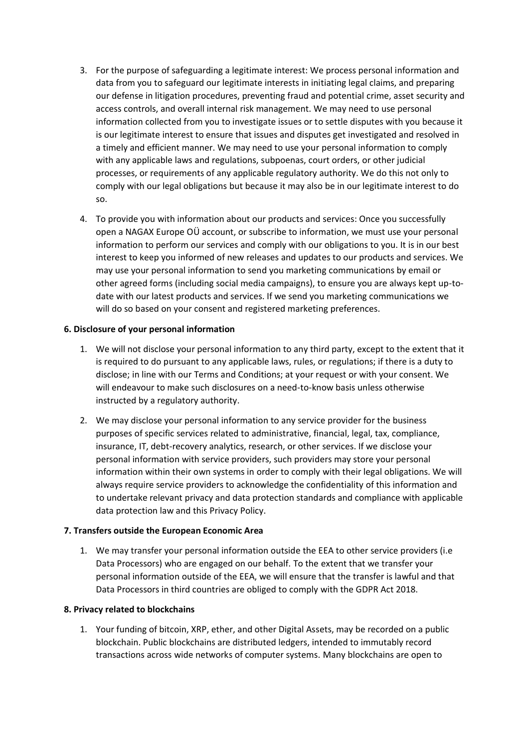3. For the purpose of safeguarding a legitimate interest: We process personal information and data from you to safeguard our legitimate interests in initiating legal claims, and preparing our defense in litigation procedures, preventing fraud and potential crime, asset security and access controls, and overall internal risk management. We may need to use personal information collected from you to investigate issues or to settle disputes with you because it is our legitimate interest to ensure that issues and disputes get investigated and resolved in a timely and efficient manner. We may need to use your personal information to comply with any applicable laws and regulations, subpoenas, court orders, or other judicial processes, or requirements of any applicable regulatory authority. We do this not only to comply with our legal obligations but because it may also be in our legitimate interest to do so.

4. To provide you with information about our products and services: Once you successfully open a NAGAX Europe OÜ account, or subscribe to information, we must use your personal information to perform our services and comply with our obligations to you. It is in our best interest to keep you informed of new releases and updates to our products and services. We may use your personal information to send you marketing communications by email or other agreed forms (including social media campaigns), to ensure you are always kept up-to-date with our latest products and services. If we send you marketing communications we will do so based on your consent and registered marketing preferences.

**6. Disclosure of your personal information**

1. We will not disclose your personal information to any third party, except to the extent that it is required to do pursuant to any applicable laws, rules, or regulations; if there is a duty to disclose; in line with our Terms and Conditions; at your request or with your consent. We will endeavour to make such disclosures on a need-to-know basis unless otherwise instructed by a regulatory authority.

2. We may disclose your personal information to any service provider for the business purposes of specific services related to administrative, financial, legal, tax, compliance, insurance, IT, debt-recovery analytics, research, or other services. If we disclose your personal information with service providers, such providers may store your personal information within their own systems in order to comply with their legal obligations. We will always require service providers to acknowledge the confidentiality of this information and to undertake relevant privacy and data protection standards and compliance with applicable data protection law and this Privacy Policy.

**7. Transfers outside the European Economic Area**

1. We may transfer your personal information outside the EEA to other service providers (i.e Data Processors) who are engaged on our behalf. To the extent that we transfer your personal information outside of the EEA, we will ensure that the transfer is lawful and that Data Processors in third countries are obliged to comply with the GDPR Act 2018.

**8. Privacy related to blockchains**

1. Your funding of bitcoin, XRP, ether, and other Digital Assets, may be recorded on a public blockchain. Public blockchains are distributed ledgers, intended to immutably record transactions across wide networks of computer systems. Many blockchains are open to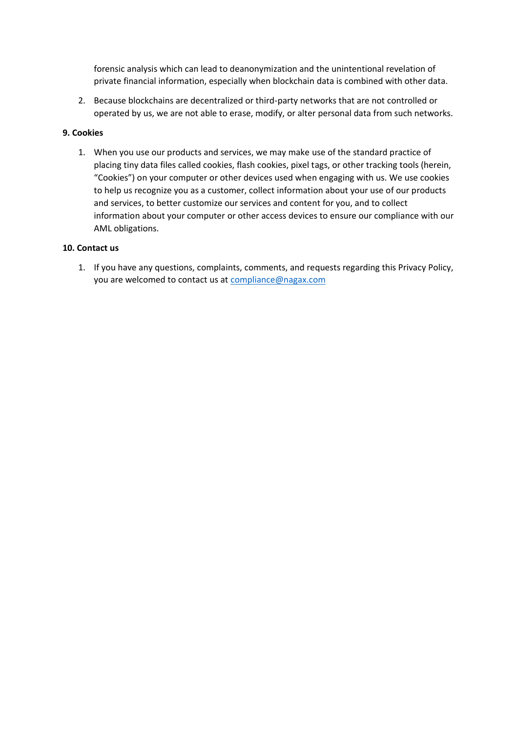forensic analysis which can lead to deanonymization and the unintentional revelation of private financial information, especially when blockchain data is combined with other data.

2. Because blockchains are decentralized or third-party networks that are not controlled or operated by us, we are not able to erase, modify, or alter personal data from such networks.

**9. Cookies**

1. When you use our products and services, we may make use of the standard practice of placing tiny data files called cookies, flash cookies, pixel tags, or other tracking tools (herein, "Cookies") on your computer or other devices used when engaging with us. We use cookies to help us recognize you as a customer, collect information about your use of our products and services, to better customize our services and content for you, and to collect information about your computer or other access devices to ensure our compliance with our AML obligations.

**10. Contact us**

1. If you have any questions, complaints, comments, and requests regarding this Privacy Policy, you are welcomed to contact us at [compliance@nagax.com](mailto:compliance@nagax.com)